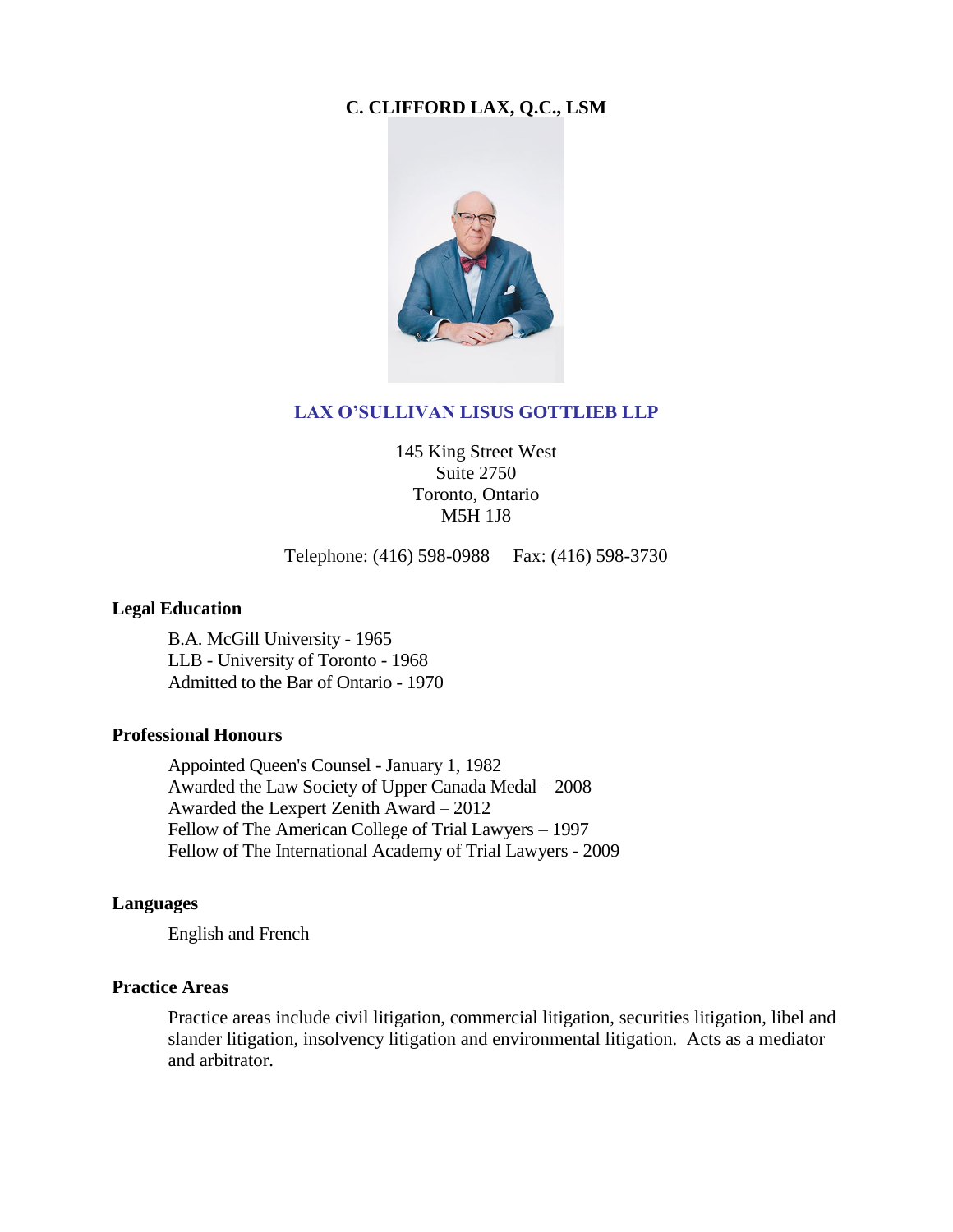# C. CLIFFORD LAX, Q.C., LSM

**LAX O'SULLIVAN LISUS GOTTLIEB LLP**

145 King Street West
Suite 2750
Toronto, Ontario
M5H 1J8

Telephone: (416) 598-0988    Fax: (416) 598-3730

## Legal Education

B.A. McGill University - 1965
LLB - University of Toronto - 1968
Admitted to the Bar of Ontario - 1970

## Professional Honours

Appointed Queen's Counsel - January 1, 1982
Awarded the Law Society of Upper Canada Medal – 2008
Awarded the Lexpert Zenith Award – 2012
Fellow of The American College of Trial Lawyers – 1997
Fellow of The International Academy of Trial Lawyers - 2009

## Languages

English and French

## Practice Areas

Practice areas include civil litigation, commercial litigation, securities litigation, libel and slander litigation, insolvency litigation and environmental litigation. Acts as a mediator and arbitrator.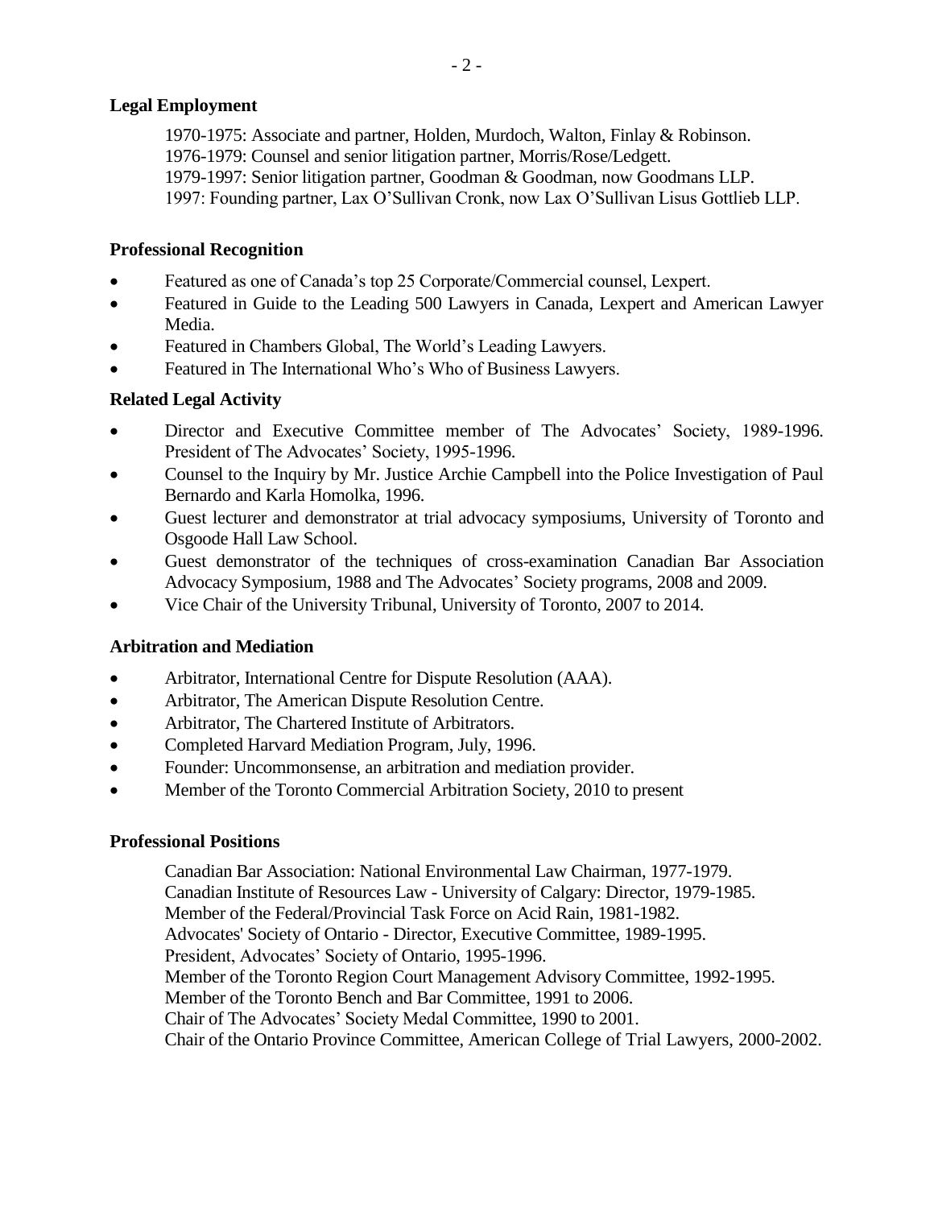**Legal Employment**

1970-1975: Associate and partner, Holden, Murdoch, Walton, Finlay & Robinson.
1976-1979: Counsel and senior litigation partner, Morris/Rose/Ledgett.
1979-1997: Senior litigation partner, Goodman & Goodman, now Goodmans LLP.
1997: Founding partner, Lax O'Sullivan Cronk, now Lax O'Sullivan Lisus Gottlieb LLP.

**Professional Recognition**

- Featured as one of Canada's top 25 Corporate/Commercial counsel, Lexpert.
- Featured in Guide to the Leading 500 Lawyers in Canada, Lexpert and American Lawyer Media.
- Featured in Chambers Global, The World's Leading Lawyers.
- Featured in The International Who's Who of Business Lawyers.

**Related Legal Activity**

- Director and Executive Committee member of The Advocates' Society, 1989-1996. President of The Advocates' Society, 1995-1996.
- Counsel to the Inquiry by Mr. Justice Archie Campbell into the Police Investigation of Paul Bernardo and Karla Homolka, 1996.
- Guest lecturer and demonstrator at trial advocacy symposiums, University of Toronto and Osgoode Hall Law School.
- Guest demonstrator of the techniques of cross-examination Canadian Bar Association Advocacy Symposium, 1988 and The Advocates' Society programs, 2008 and 2009.
- Vice Chair of the University Tribunal, University of Toronto, 2007 to 2014.

**Arbitration and Mediation**

- Arbitrator, International Centre for Dispute Resolution (AAA).
- Arbitrator, The American Dispute Resolution Centre.
- Arbitrator, The Chartered Institute of Arbitrators.
- Completed Harvard Mediation Program, July, 1996.
- Founder: Uncommonsense, an arbitration and mediation provider.
- Member of the Toronto Commercial Arbitration Society, 2010 to present

**Professional Positions**

Canadian Bar Association: National Environmental Law Chairman, 1977-1979.
Canadian Institute of Resources Law - University of Calgary: Director, 1979-1985.
Member of the Federal/Provincial Task Force on Acid Rain, 1981-1982.
Advocates' Society of Ontario - Director, Executive Committee, 1989-1995.
President, Advocates' Society of Ontario, 1995-1996.
Member of the Toronto Region Court Management Advisory Committee, 1992-1995.
Member of the Toronto Bench and Bar Committee, 1991 to 2006.
Chair of The Advocates' Society Medal Committee, 1990 to 2001.
Chair of the Ontario Province Committee, American College of Trial Lawyers, 2000-2002.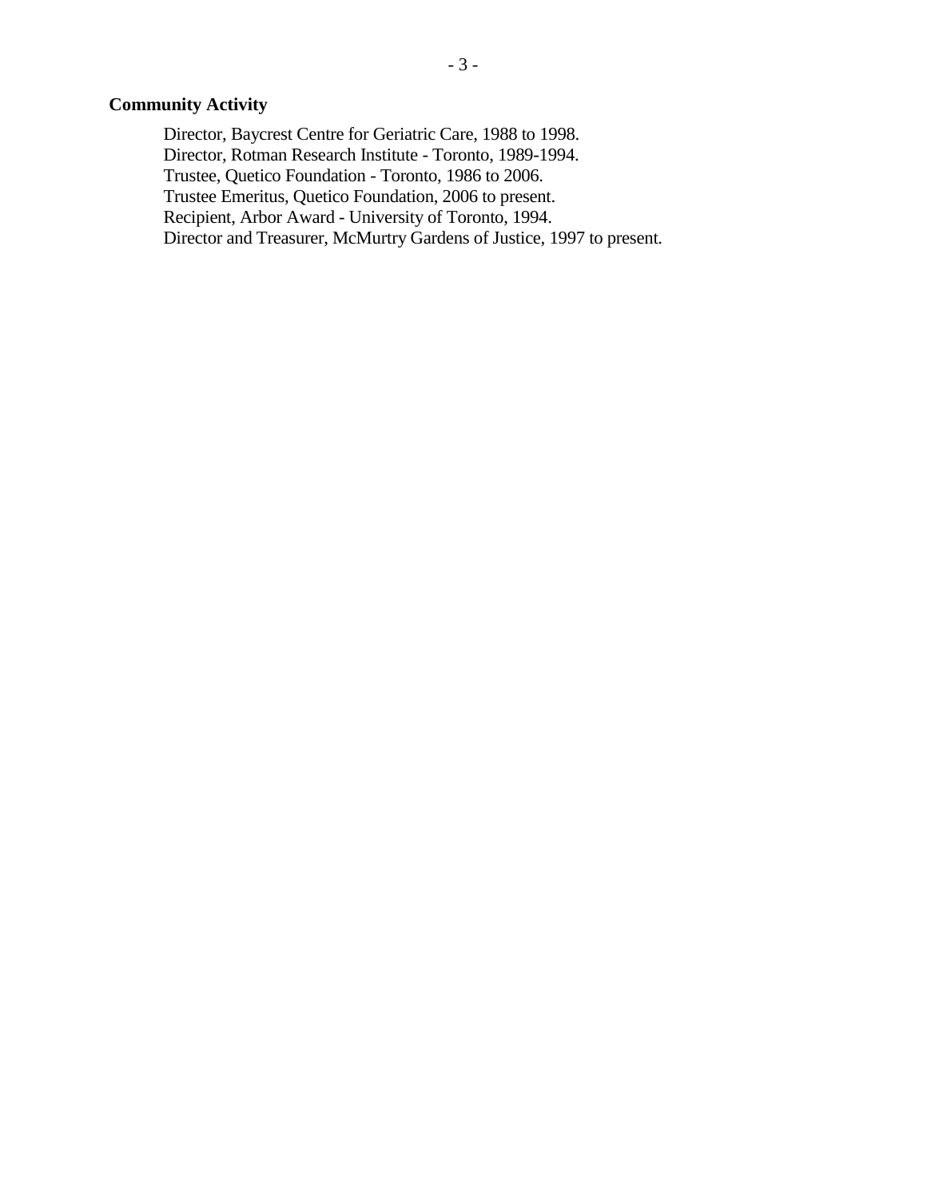**Community Activity**

Director, Baycrest Centre for Geriatric Care, 1988 to 1998.
Director, Rotman Research Institute - Toronto, 1989-1994.
Trustee, Quetico Foundation - Toronto, 1986 to 2006.
Trustee Emeritus, Quetico Foundation, 2006 to present.
Recipient, Arbor Award - University of Toronto, 1994.
Director and Treasurer, McMurtry Gardens of Justice, 1997 to present.